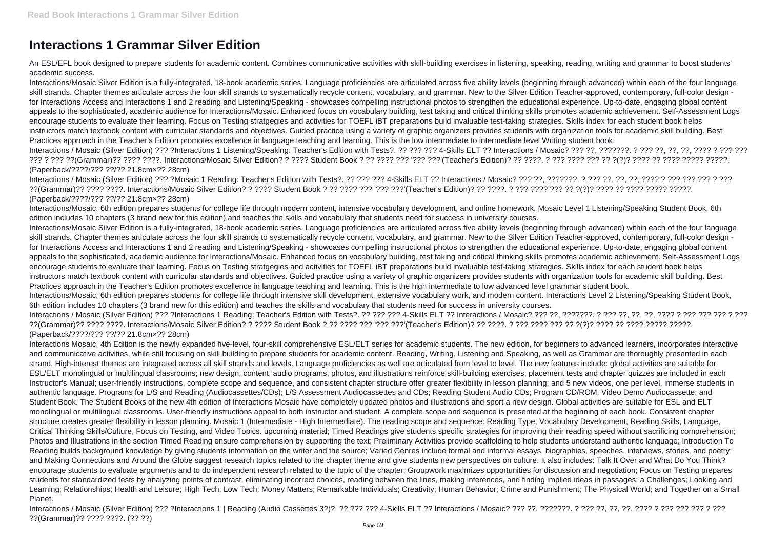# Interactions 1 Grammar Silver Edition

An ESL/EFL book designed to prepare students for academic content. Combines communicative activities with skill-building exercises in listening, speaking, reading, wrting and grammar to boost students' academic success.

Interactions/Mosaic Silver Edition is a fully-integrated, 18-book academic series. Language proficiencies are articulated across five ability levels (beginning through advanced) within each of the four language skill strands. Chapter themes articulate across the four skill strands to systematically recycle content, vocabulary, and grammar. New to the Silver Edition Teacher-approved, contemporary, full-color design - for Interactions Access and Interactions 1 and 2 reading and Listening/Speaking - showcases compelling instructional photos to strengthen the educational experience. Up-to-date, engaging global content appeals to the sophisticated, academic audience for Interactions/Mosaic. Enhanced focus on vocabulary building, test taking and critical thinking skills promotes academic achievement. Self-Assessment Logs encourage students to evaluate their learning. Focus on Testing stratgegies and activities for TOEFL iBT preparations build invaluable test-taking strategies. Skills index for each student book helps instructors match textbook content with curricular standards and objectives. Guided practice using a variety of graphic organizers provides students with organization tools for academic skill building. Best Practices approach in the Teacher's Edition promotes excellence in language teaching and learning. This is the low intermediate to intermediate level Writing student book.

Interactions / Mosaic (Silver Edition) ??? ?Interactions 1 Listening/Speaking: Teacher's Edition with Tests?. ?? ??? ??? 4-Skills ELT ?? Interactions / Mosaic? ??? ??, ???????. ? ??? ??, ??, ??, ???? ? ??? ??? ??? ? ??? ??(Grammar)?? ???? ????. Interactions/Mosaic Silver Edition? ? ???? Student Book ? ?? ???? ??? '??? ???'(Teacher's Edition)? ?? ????. ? ??? ???? ??? ?? ?(?)? ???? ?? ???? ????? ?????. (Paperback/????/??? ??/?? 21.8cm×?? 28cm)

Interactions / Mosaic (Silver Edition) ??? ?Mosaic 1 Reading: Teacher's Edition with Tests?. ?? ??? ??? 4-Skills ELT ?? Interactions / Mosaic? ??? ??, ???????. ? ??? ??, ??, ??, ???? ? ??? ??? ??? ? ??? ??(Grammar)?? ???? ????. Interactions/Mosaic Silver Edition? ? ???? Student Book ? ?? ???? ??? '??? ???'(Teacher's Edition)? ?? ????. ? ??? ???? ??? ?? ?(?)? ???? ?? ???? ????? ?????. (Paperback/????/??? ??/?? 21.8cm×?? 28cm)

Interactions/Mosaic, 6th edition prepares students for college life through modern content, intensive vocabulary development, and online homework. Mosaic Level 1 Listening/Speaking Student Book, 6th edition includes 10 chapters (3 brand new for this edition) and teaches the skills and vocabulary that students need for success in university courses.

Interactions/Mosaic Silver Edition is a fully-integrated, 18-book academic series. Language proficiencies are articulated across five ability levels (beginning through advanced) within each of the four language skill strands. Chapter themes articulate across the four skill strands to systematically recycle content, vocabulary, and grammar. New to the Silver Edition Teacher-approved, contemporary, full-color design - for Interactions Access and Interactions 1 and 2 reading and Listening/Speaking - showcases compelling instructional photos to strengthen the educational experience. Up-to-date, engaging global content appeals to the sophisticated, academic audience for Interactions/Mosaic. Enhanced focus on vocabulary building, test taking and critical thinking skills promotes academic achievement. Self-Assessment Logs encourage students to evaluate their learning. Focus on Testing stratgegies and activities for TOEFL iBT preparations build invaluable test-taking strategies. Skills index for each student book helps instructors match textbook content with curricular standards and objectives. Guided practice using a variety of graphic organizers provides students with organization tools for academic skill building. Best Practices approach in the Teacher's Edition promotes excellence in language teaching and learning. This is the high intermediate to low advanced level grammar student book.

Interactions/Mosaic, 6th edition prepares students for college life through intensive skill development, extensive vocabulary work, and modern content. Interactions Level 2 Listening/Speaking Student Book, 6th edition includes 10 chapters (3 brand new for this edition) and teaches the skills and vocabulary that students need for success in university courses.

Interactions / Mosaic (Silver Edition) ??? ?Interactions 1 Reading: Teacher's Edition with Tests?. ?? ??? ??? 4-Skills ELT ?? Interactions / Mosaic? ??? ??, ???????. ? ??? ??, ??, ??, ???? ? ??? ??? ??? ? ??? ??(Grammar)?? ???? ????. Interactions/Mosaic Silver Edition? ? ???? Student Book ? ?? ???? ??? '??? ???'(Teacher's Edition)? ?? ????. ? ??? ???? ??? ?? ?(?)? ???? ?? ???? ????? ?????. (Paperback/????/??? ??/?? 21.8cm×?? 28cm)

Interactions Mosaic, 4th Edition is the newly expanded five-level, four-skill comprehensive ESL/ELT series for academic students. The new edition, for beginners to advanced learners, incorporates interactive and communicative activities, while still focusing on skill building to prepare students for academic content. Reading, Writing, Listening and Speaking, as well as Grammar are thoroughly presented in each strand. High-interest themes are integrated across all skill strands and levels. Language proficiencies as well are articulated from level to level. The new features include: global activities are suitable for ESL/ELT monolingual or multilingual classrooms; new design, content, audio programs, photos, and illustrations reinforce skill-building exercises; placement tests and chapter quizzes are included in each Instructor's Manual; user-friendly instructions, complete scope and sequence, and consistent chapter structure offer greater flexibility in lesson planning; and 5 new videos, one per level, immerse students in authentic language. Programs for L/S and Reading (Audiocassettes/CDs); L/S Assessment Audiocassettes and CDs; Reading Student Audio CDs; Program CD/ROM; Video Demo Audiocassette; and Student Book. The Student Books of the new 4th edition of Interactions Mosaic have completely updated photos and illustrations and sport a new design. Global activities are suitable for ESL and ELT monolingual or multilingual classrooms. User-friendly instructions appeal to both instructor and student. A complete scope and sequence is presented at the beginning of each book. Consistent chapter structure creates greater flexibility in lesson planning. Mosaic 1 (Intermediate - High Intermediate). The reading scope and sequence: Reading Type, Vocabulary Development, Reading Skills, Language, Critical Thinking Skills/Culture, Focus on Testing, and Video Topics. upcoming material; Timed Readings give students specific strategies for improving their reading speed without sacrificing comprehension; Photos and Illustrations in the section Timed Reading ensure comprehension by supporting the text; Preliminary Activities provide scaffolding to help students understand authentic language; Introduction To Reading builds background knowledge by giving students information on the writer and the source; Varied Genres include formal and informal essays, biographies, speeches, interviews, stories, and poetry; and Making Connections and Around the Globe suggest research topics related to the chapter theme and give students new perspectives on culture. It also includes: Talk It Over and What Do You Think? encourage students to evaluate arguments and to do independent research related to the topic of the chapter; Groupwork maximizes opportunities for discussion and negotiation; Focus on Testing prepares students for standardized tests by analyzing points of contrast, eliminating incorrect choices, reading between the lines, making inferences, and finding implied ideas in passages; a Challenges; Looking and Learning; Relationships; Health and Leisure; High Tech, Low Tech; Money Matters; Remarkable Individuals; Creativity; Human Behavior; Crime and Punishment; The Physical World; and Together on a Small Planet.

Interactions / Mosaic (Silver Edition) ??? ?Interactions 1 | Reading (Audio Cassettes 3?)?. ?? ??? ??? 4-Skills ELT ?? Interactions / Mosaic? ??? ??, ???????. ? ??? ??, ??, ??, ???? ? ??? ??? ??? ? ??? ??(Grammar)?? ???? ????. (?? ??)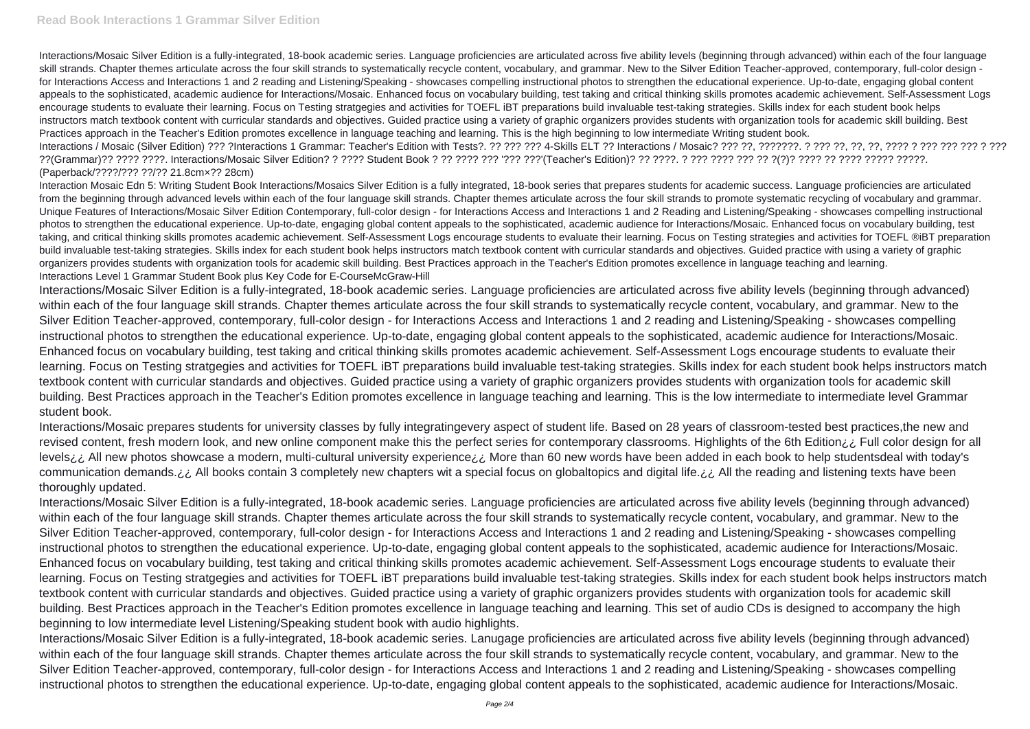Interactions/Mosaic Silver Edition is a fully-integrated, 18-book academic series. Language proficiencies are articulated across five ability levels (beginning through advanced) within each of the four language skill strands. Chapter themes articulate across the four skill strands to systematically recycle content, vocabulary, and grammar. New to the Silver Edition Teacher-approved, contemporary, full-color design - for Interactions Access and Interactions 1 and 2 reading and Listening/Speaking - showcases compelling instructional photos to strengthen the educational experience. Up-to-date, engaging global content appeals to the sophisticated, academic audience for Interactions/Mosaic. Enhanced focus on vocabulary building, test taking and critical thinking skills promotes academic achievement. Self-Assessment Logs encourage students to evaluate their learning. Focus on Testing stratgegies and activities for TOEFL iBT preparations build invaluable test-taking strategies. Skills index for each student book helps instructors match textbook content with curricular standards and objectives. Guided practice using a variety of graphic organizers provides students with organization tools for academic skill building. Best Practices approach in the Teacher's Edition promotes excellence in language teaching and learning. This is the high beginning to low intermediate Writing student book.

Interactions / Mosaic (Silver Edition) ??? ?Interactions 1 Grammar: Teacher's Edition with Tests?. ?? ??? ??? 4-Skills ELT ?? Interactions / Mosaic? ??? ??, ???????. ? ??? ??, ??, ??, ???? ? ??? ??? ??? ? ??? ??(Grammar)?? ???? ????. Interactions/Mosaic Silver Edition? ? ???? Student Book ? ?? ???? ??? '??? ???'(Teacher's Edition)? ?? ????. ? ??? ???? ??? ?? ?(?)? ???? ?? ???? ????? ?????. (Paperback/????/??? ??/?? 21.8cm×?? 28cm)

Interaction Mosaic Edn 5: Writing Student Book Interactions/Mosaics Silver Edition is a fully integrated, 18-book series that prepares students for academic success. Language proficiencies are articulated from the beginning through advanced levels within each of the four language skill strands. Chapter themes articulate across the four skill strands to promote systematic recycling of vocabulary and grammar. Unique Features of Interactions/Mosaic Silver Edition Contemporary, full-color design - for Interactions Access and Interactions 1 and 2 Reading and Listening/Speaking - showcases compelling instructional photos to strengthen the educational experience. Up-to-date, engaging global content appeals to the sophisticated, academic audience for Interactions/Mosaic. Enhanced focus on vocabulary building, test taking, and critical thinking skills promotes academic achievement. Self-Assessment Logs encourage students to evaluate their learning. Focus on Testing strategies and activities for TOEFL ®iBT preparation build invaluable test-taking strategies. Skills index for each student book helps instructors match textbook content with curricular standards and objectives. Guided practice with using a variety of graphic organizers provides students with organization tools for academic skill building. Best Practices approach in the Teacher's Edition promotes excellence in language teaching and learning.

Interactions Level 1 Grammar Student Book plus Key Code for E-CourseMcGraw-Hill

Interactions/Mosaic Silver Edition is a fully-integrated, 18-book academic series. Language proficiencies are articulated across five ability levels (beginning through advanced) within each of the four language skill strands. Chapter themes articulate across the four skill strands to systematically recycle content, vocabulary, and grammar. New to the Silver Edition Teacher-approved, contemporary, full-color design - for Interactions Access and Interactions 1 and 2 reading and Listening/Speaking - showcases compelling instructional photos to strengthen the educational experience. Up-to-date, engaging global content appeals to the sophisticated, academic audience for Interactions/Mosaic. Enhanced focus on vocabulary building, test taking and critical thinking skills promotes academic achievement. Self-Assessment Logs encourage students to evaluate their learning. Focus on Testing stratgegies and activities for TOEFL iBT preparations build invaluable test-taking strategies. Skills index for each student book helps instructors match textbook content with curricular standards and objectives. Guided practice using a variety of graphic organizers provides students with organization tools for academic skill building. Best Practices approach in the Teacher's Edition promotes excellence in language teaching and learning. This is the low intermediate to intermediate level Grammar student book.

Interactions/Mosaic prepares students for university classes by fully integratingevery aspect of student life. Based on 28 years of classroom-tested best practices,the new and revised content, fresh modern look, and new online component make this the perfect series for contemporary classrooms. Highlights of the 6th Edition¿¿ Full color design for all levels¿¿ All new photos showcase a modern, multi-cultural university experience¿¿ More than 60 new words have been added in each book to help studentsdeal with today's communication demands.¿¿ All books contain 3 completely new chapters wit a special focus on globaltopics and digital life.¿¿ All the reading and listening texts have been thoroughly updated.

Interactions/Mosaic Silver Edition is a fully-integrated, 18-book academic series. Language proficiencies are articulated across five ability levels (beginning through advanced) within each of the four language skill strands. Chapter themes articulate across the four skill strands to systematically recycle content, vocabulary, and grammar. New to the Silver Edition Teacher-approved, contemporary, full-color design - for Interactions Access and Interactions 1 and 2 reading and Listening/Speaking - showcases compelling instructional photos to strengthen the educational experience. Up-to-date, engaging global content appeals to the sophisticated, academic audience for Interactions/Mosaic. Enhanced focus on vocabulary building, test taking and critical thinking skills promotes academic achievement. Self-Assessment Logs encourage students to evaluate their learning. Focus on Testing stratgegies and activities for TOEFL iBT preparations build invaluable test-taking strategies. Skills index for each student book helps instructors match textbook content with curricular standards and objectives. Guided practice using a variety of graphic organizers provides students with organization tools for academic skill building. Best Practices approach in the Teacher's Edition promotes excellence in language teaching and learning. This set of audio CDs is designed to accompany the high beginning to low intermediate level Listening/Speaking student book with audio highlights.

Interactions/Mosaic Silver Edition is a fully-integrated, 18-book academic series. Lanugage proficiencies are articulated across five ability levels (beginning through advanced) within each of the four language skill strands. Chapter themes articulate across the four skill strands to systematically recycle content, vocabulary, and grammar. New to the Silver Edition Teacher-approved, contemporary, full-color design - for Interactions Access and Interactions 1 and 2 reading and Listening/Speaking - showcases compelling instructional photos to strengthen the educational experience. Up-to-date, engaging global content appeals to the sophisticated, academic audience for Interactions/Mosaic.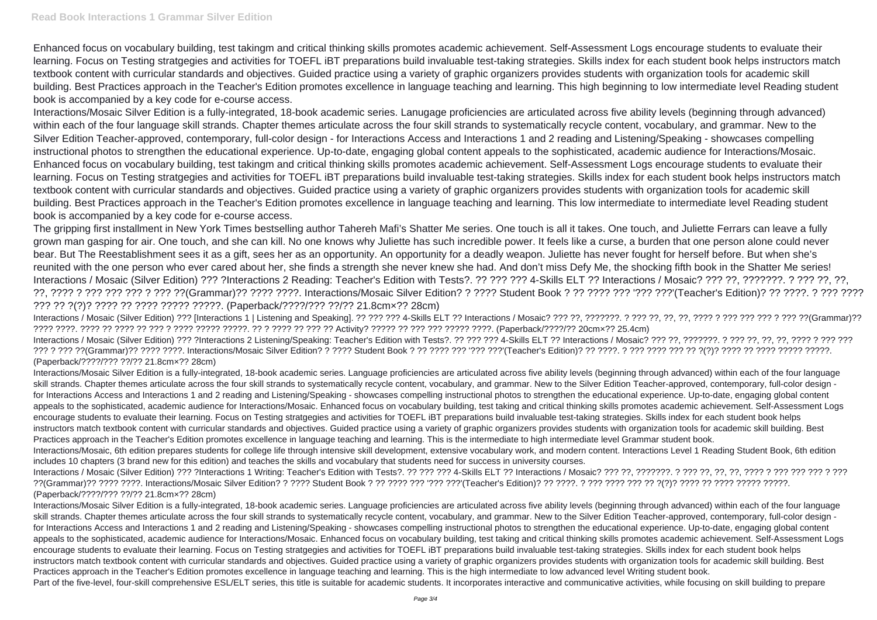Enhanced focus on vocabulary building, test takingm and critical thinking skills promotes academic achievement. Self-Assessment Logs encourage students to evaluate their learning. Focus on Testing stratgegies and activities for TOEFL iBT preparations build invaluable test-taking strategies. Skills index for each student book helps instructors match textbook content with curricular standards and objectives. Guided practice using a variety of graphic organizers provides students with organization tools for academic skill building. Best Practices approach in the Teacher's Edition promotes excellence in language teaching and learning. This high beginning to low intermediate level Reading student book is accompanied by a key code for e-course access.

Interactions/Mosaic Silver Edition is a fully-integrated, 18-book academic series. Lanugage proficiencies are articulated across five ability levels (beginning through advanced) within each of the four language skill strands. Chapter themes articulate across the four skill strands to systematically recycle content, vocabulary, and grammar. New to the Silver Edition Teacher-approved, contemporary, full-color design - for Interactions Access and Interactions 1 and 2 reading and Listening/Speaking - showcases compelling instructional photos to strengthen the educational experience. Up-to-date, engaging global content appeals to the sophisticated, academic audience for Interactions/Mosaic. Enhanced focus on vocabulary building, test takingm and critical thinking skills promotes academic achievement. Self-Assessment Logs encourage students to evaluate their learning. Focus on Testing stratgegies and activities for TOEFL iBT preparations build invaluable test-taking strategies. Skills index for each student book helps instructors match textbook content with curricular standards and objectives. Guided practice using a variety of graphic organizers provides students with organization tools for academic skill building. Best Practices approach in the Teacher's Edition promotes excellence in language teaching and learning. This low intermediate to intermediate level Reading student book is accompanied by a key code for e-course access.

The gripping first installment in New York Times bestselling author Tahereh Mafi's Shatter Me series. One touch is all it takes. One touch, and Juliette Ferrars can leave a fully grown man gasping for air. One touch, and she can kill. No one knows why Juliette has such incredible power. It feels like a curse, a burden that one person alone could never bear. But The Reestablishment sees it as a gift, sees her as an opportunity. An opportunity for a deadly weapon. Juliette has never fought for herself before. But when she's reunited with the one person who ever cared about her, she finds a strength she never knew she had. And don't miss Defy Me, the shocking fifth book in the Shatter Me series! Interactions / Mosaic (Silver Edition) ??? ?Interactions 2 Reading: Teacher's Edition with Tests?. ?? ??? ??? 4-Skills ELT ?? Interactions / Mosaic? ??? ??, ???????. ? ??? ??, ??, ??, ???? ? ??? ??? ??? ? ??? ??(Grammar)?? ???? ????. Interactions/Mosaic Silver Edition? ? ???? Student Book ? ?? ???? ??? '??? ???'(Teacher's Edition)? ?? ????. ? ??? ???? ??? ?? ?(?)? ???? ?? ???? ????? ?????. (Paperback/????/??? ??/?? 21.8cm×?? 28cm)

Interactions / Mosaic (Silver Edition) ??? [Interactions 1 | Listening and Speaking]. ?? ??? ??? 4-Skills ELT ?? Interactions / Mosaic? ??? ??, ???????. ? ??? ??, ??, ??, ???? ? ??? ??? ??? ? ??? ??(Grammar)?? ???? ????. ???? ?? ???? ?? ??? ? ???? ????? ?????. ?? ? ???? ?? ??? ?? Activity? ????? ?? ??? ??? ????? ????. (Paperback/????/?? 20cm×?? 25.4cm)

Interactions / Mosaic (Silver Edition) ??? ?Interactions 2 Listening/Speaking: Teacher's Edition with Tests?. ?? ??? ??? 4-Skills ELT ?? Interactions / Mosaic? ??? ??, ???????. ? ??? ??, ??, ??, ???? ? ??? ??? ??? ? ??? ??(Grammar)?? ???? ????. Interactions/Mosaic Silver Edition? ? ???? Student Book ? ?? ???? ??? '??? ???'(Teacher's Edition)? ?? ????. ? ??? ???? ??? ?? ?(?)? ???? ?? ???? ????? ?????. (Paperback/????/??? ??/?? 21.8cm×?? 28cm)

Interactions/Mosaic Silver Edition is a fully-integrated, 18-book academic series. Language proficiencies are articulated across five ability levels (beginning through advanced) within each of the four language skill strands. Chapter themes articulate across the four skill strands to systematically recycle content, vocabulary, and grammar. New to the Silver Edition Teacher-approved, contemporary, full-color design - for Interactions Access and Interactions 1 and 2 reading and Listening/Speaking - showcases compelling instructional photos to strengthen the educational experience. Up-to-date, engaging global content appeals to the sophisticated, academic audience for Interactions/Mosaic. Enhanced focus on vocabulary building, test taking and critical thinking skills promotes academic achievement. Self-Assessment Logs encourage students to evaluate their learning. Focus on Testing stratgegies and activities for TOEFL iBT preparations build invaluable test-taking strategies. Skills index for each student book helps instructors match textbook content with curricular standards and objectives. Guided practice using a variety of graphic organizers provides students with organization tools for academic skill building. Best Practices approach in the Teacher's Edition promotes excellence in language teaching and learning. This is the intermediate to high intermediate level Grammar student book.

Interactions/Mosaic, 6th edition prepares students for college life through intensive skill development, extensive vocabulary work, and modern content. Interactions Level 1 Reading Student Book, 6th edition includes 10 chapters (3 brand new for this edition) and teaches the skills and vocabulary that students need for success in university courses.

Interactions / Mosaic (Silver Edition) ??? ?Interactions 1 Writing: Teacher's Edition with Tests?. ?? ??? ??? 4-Skills ELT ?? Interactions / Mosaic? ??? ??, ???????. ? ??? ??, ??, ??, ???? ? ??? ??? ??? ? ??? ??(Grammar)?? ???? ????. Interactions/Mosaic Silver Edition? ? ???? Student Book ? ?? ???? ??? '??? ???'(Teacher's Edition)? ?? ????. ? ??? ???? ??? ?? ?(?)? ???? ?? ???? ????? ?????. (Paperback/????/??? ??/?? 21.8cm×?? 28cm)

Interactions/Mosaic Silver Edition is a fully-integrated, 18-book academic series. Language proficiencies are articulated across five ability levels (beginning through advanced) within each of the four language skill strands. Chapter themes articulate across the four skill strands to systematically recycle content, vocabulary, and grammar. New to the Silver Edition Teacher-approved, contemporary, full-color design - for Interactions Access and Interactions 1 and 2 reading and Listening/Speaking - showcases compelling instructional photos to strengthen the educational experience. Up-to-date, engaging global content appeals to the sophisticated, academic audience for Interactions/Mosaic. Enhanced focus on vocabulary building, test taking and critical thinking skills promotes academic achievement. Self-Assessment Logs encourage students to evaluate their learning. Focus on Testing stratgegies and activities for TOEFL iBT preparations build invaluable test-taking strategies. Skills index for each student book helps instructors match textbook content with curricular standards and objectives. Guided practice using a variety of graphic organizers provides students with organization tools for academic skill building. Best Practices approach in the Teacher's Edition promotes excellence in language teaching and learning. This is the high intermediate to low advanced level Writing student book.

Part of the five-level, four-skill comprehensive ESL/ELT series, this title is suitable for academic students. It incorporates interactive and communicative activities, while focusing on skill building to prepare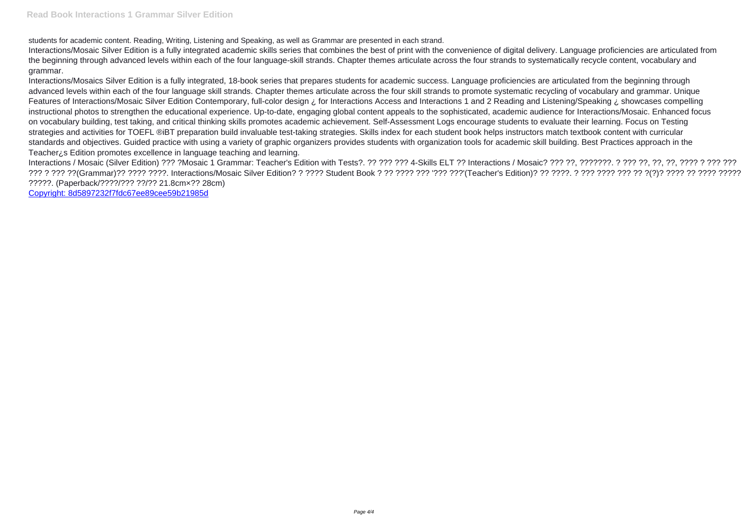students for academic content. Reading, Writing, Listening and Speaking, as well as Grammar are presented in each strand.

Interactions/Mosaic Silver Edition is a fully integrated academic skills series that combines the best of print with the convenience of digital delivery. Language proficiencies are articulated from the beginning through advanced levels within each of the four language-skill strands. Chapter themes articulate across the four strands to systematically recycle content, vocabulary and grammar.

Interactions/Mosaics Silver Edition is a fully integrated, 18-book series that prepares students for academic success. Language proficiencies are articulated from the beginning through advanced levels within each of the four language skill strands. Chapter themes articulate across the four skill strands to promote systematic recycling of vocabulary and grammar. Unique Features of Interactions/Mosaic Silver Edition Contemporary, full-color design ¿ for Interactions Access and Interactions 1 and 2 Reading and Listening/Speaking ¿ showcases compelling instructional photos to strengthen the educational experience. Up-to-date, engaging global content appeals to the sophisticated, academic audience for Interactions/Mosaic. Enhanced focus on vocabulary building, test taking, and critical thinking skills promotes academic achievement. Self-Assessment Logs encourage students to evaluate their learning. Focus on Testing strategies and activities for TOEFL ®iBT preparation build invaluable test-taking strategies. Skills index for each student book helps instructors match textbook content with curricular standards and objectives. Guided practice with using a variety of graphic organizers provides students with organization tools for academic skill building. Best Practices approach in the Teacher¿s Edition promotes excellence in language teaching and learning.

Interactions / Mosaic (Silver Edition) ??? ?Mosaic 1 Grammar: Teacher's Edition with Tests?. ?? ??? ??? 4-Skills ELT ?? Interactions / Mosaic? ??? ??, ???????. ? ??? ??, ??, ??, ???? ? ??? ??? ??? ? ??? ??(Grammar)?? ???? ????. Interactions/Mosaic Silver Edition? ? ???? Student Book ? ?? ???? ??? '??? ???'(Teacher's Edition)? ?? ????. ? ??? ???? ??? ?? ?(?)? ???? ?? ???? ????? ?????. (Paperback/????/??? ??/?? 21.8cm×?? 28cm)

Copyright: 8d5897232f7fdc67ee89cee59b21985d